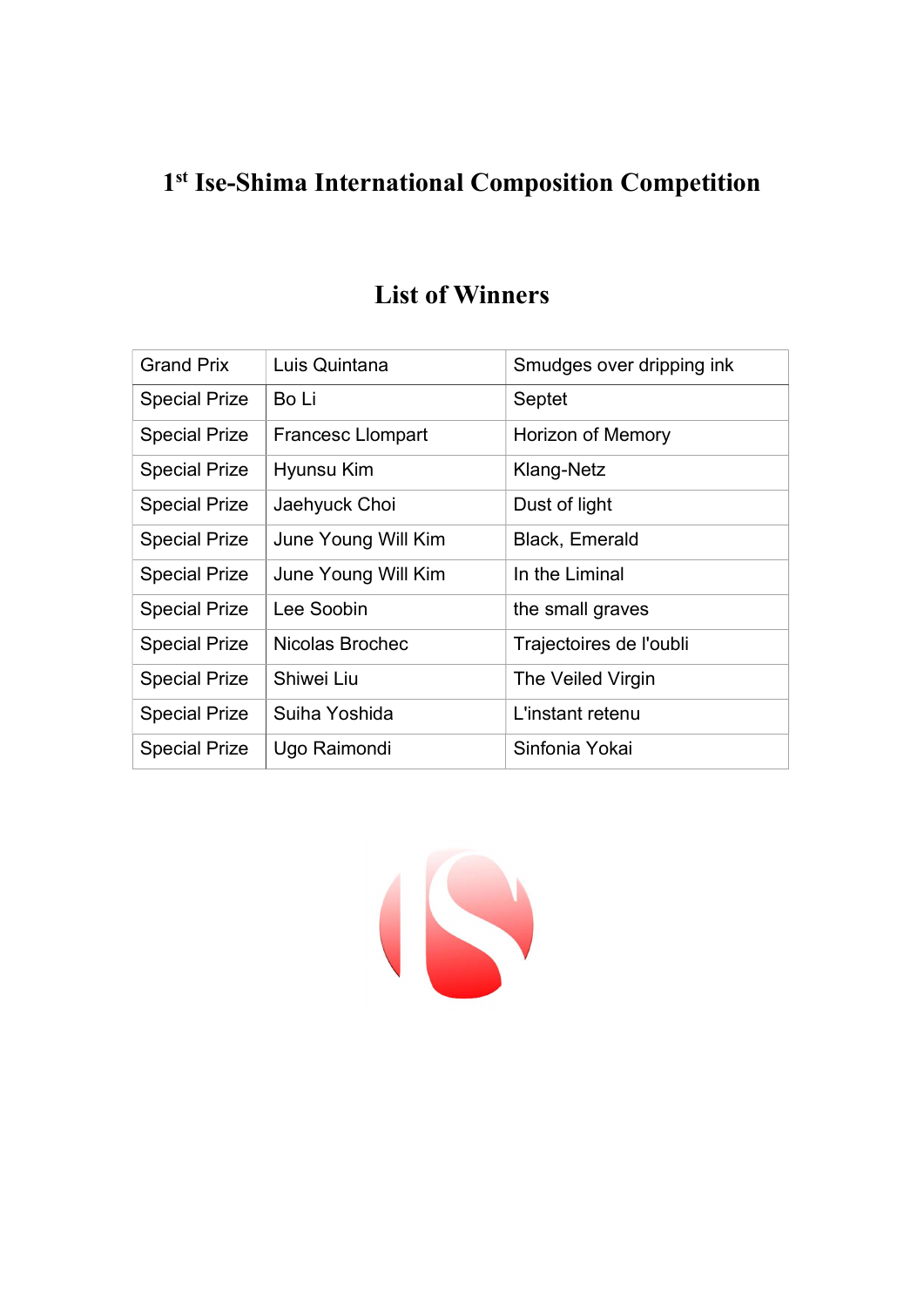# 1st Ise-Shima International Composition Competition

## List of Winners

| | | |
|---|---|---|
| Grand Prix | Luis Quintana | Smudges over dripping ink |
| Special Prize | Bo Li | Septet |
| Special Prize | Francesc Llompart | Horizon of Memory |
| Special Prize | Hyunsu Kim | Klang-Netz |
| Special Prize | Jaehyuck Choi | Dust of light |
| Special Prize | June Young Will Kim | Black, Emerald |
| Special Prize | June Young Will Kim | In the Liminal |
| Special Prize | Lee Soobin | the small graves |
| Special Prize | Nicolas Brochec | Trajectoires de l'oubli |
| Special Prize | Shiwei Liu | The Veiled Virgin |
| Special Prize | Suiha Yoshida | L'instant retenu |
| Special Prize | Ugo Raimondi | Sinfonia Yokai |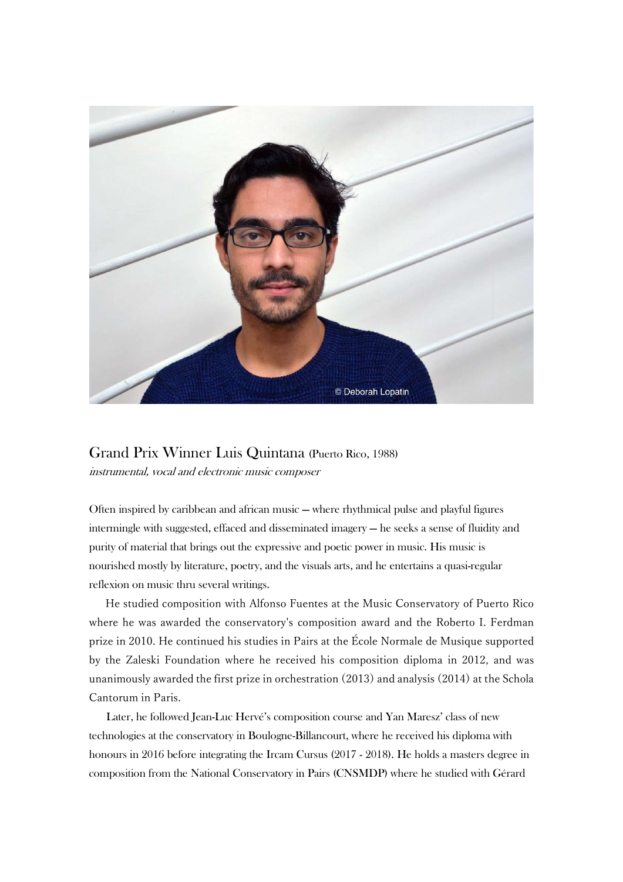## Grand Prix Winner Luis Quintana (Puerto Rico, 1988)

*instrumental, vocal and electronic music composer*

Often inspired by caribbean and african music — where rhythmical pulse and playful figures intermingle with suggested, effaced and disseminated imagery — he seeks a sense of fluidity and purity of material that brings out the expressive and poetic power in music. His music is nourished mostly by literature, poetry, and the visuals arts, and he entertains a quasi-regular reflexion on music thru several writings.

He studied composition with Alfonso Fuentes at the Music Conservatory of Puerto Rico where he was awarded the conservatory's composition award and the Roberto I. Ferdman prize in 2010. He continued his studies in Pairs at the École Normale de Musique supported by the Zaleski Foundation where he received his composition diploma in 2012, and was unanimously awarded the first prize in orchestration (2013) and analysis (2014) at the Schola Cantorum in Paris.

Later, he followed Jean-Luc Hervé's composition course and Yan Maresz' class of new technologies at the conservatory in Boulogne-Billancourt, where he received his diploma with honours in 2016 before integrating the Ircam Cursus (2017 - 2018). He holds a masters degree in composition from the National Conservatory in Pairs (CNSMDP) where he studied with Gérard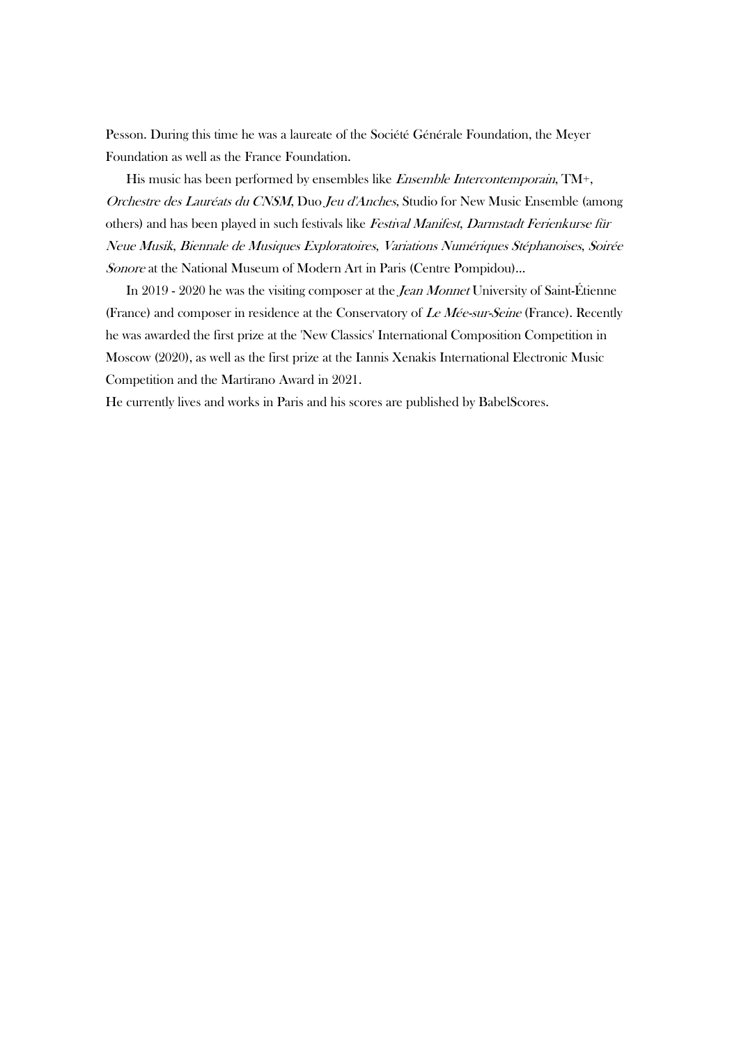Pesson. During this time he was a laureate of the Société Générale Foundation, the Meyer Foundation as well as the France Foundation.

His music has been performed by ensembles like *Ensemble Intercontemporain*, TM+, *Orchestre des Lauréats du CNSM*, Duo *Jeu d'Anches*, Studio for New Music Ensemble (among others) and has been played in such festivals like *Festival Manifest*, *Darmstadt Ferienkurse für Neue Musik*, *Biennale de Musiques Exploratoires*, *Variations Numériques Stéphanoises*, *Soirée Sonore* at the National Museum of Modern Art in Paris (Centre Pompidou)...

In 2019 - 2020 he was the visiting composer at the *Jean Monnet* University of Saint-Étienne (France) and composer in residence at the Conservatory of *Le Mée-sur-Seine* (France). Recently he was awarded the first prize at the 'New Classics' International Composition Competition in Moscow (2020), as well as the first prize at the Iannis Xenakis International Electronic Music Competition and the Martirano Award in 2021.

He currently lives and works in Paris and his scores are published by BabelScores.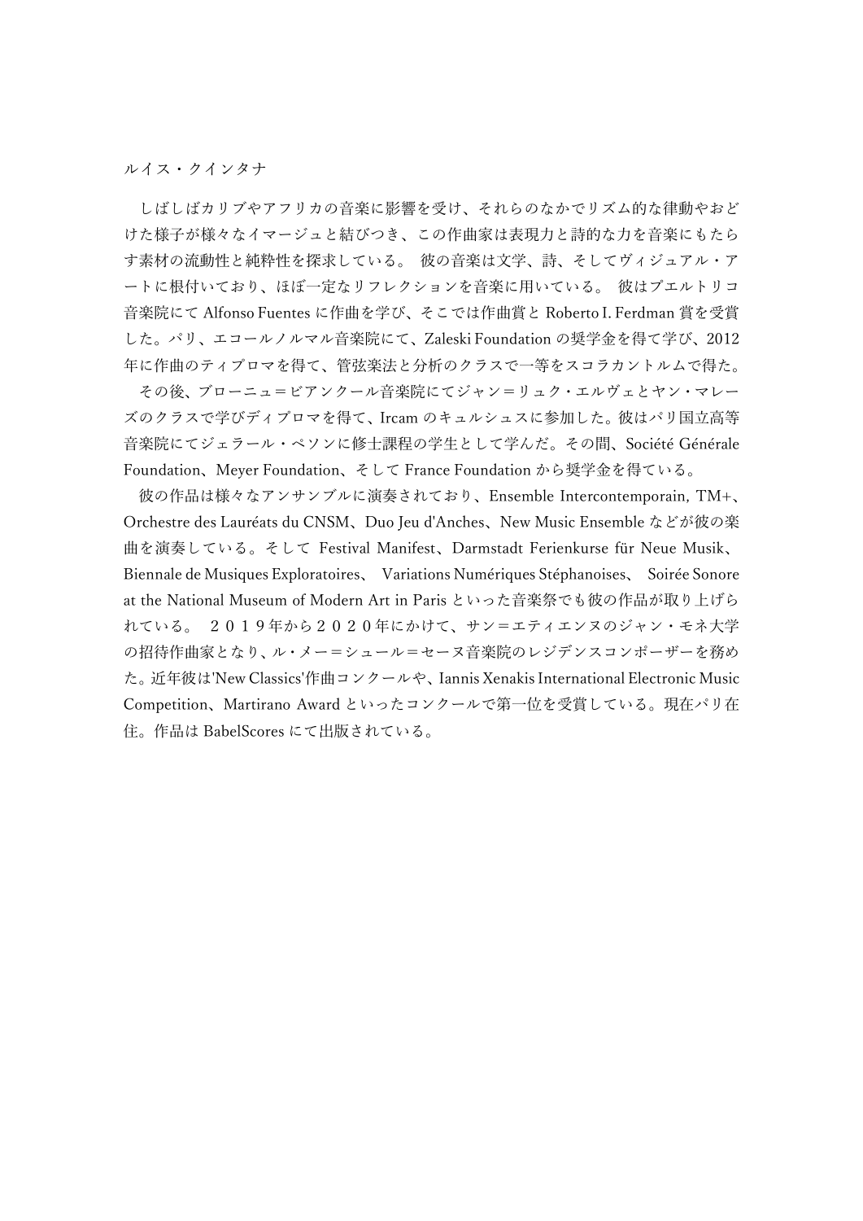ルイス・クインタナ

しばしばカリブやアフリカの音楽に影響を受け、それらのなかでリズム的な律動やおどけた様子が様々なイマージュと結びつき、この作曲家は表現力と詩的な力を音楽にもたらす素材の流動性と純粋性を探求している。 彼の音楽は文学、詩、そしてヴィジュアル・アートに根付いており、ほぼ一定なリフレクションを音楽に用いている。 彼はプエルトリコ音楽院にて Alfonso Fuentes に作曲を学び、そこでは作曲賞と Roberto I. Ferdman 賞を受賞した。パリ、エコールノルマル音楽院にて、Zaleski Foundation の奨学金を得て学び、2012年に作曲のディプロマを得て、管弦楽法と分析のクラスで一等をスコラカントルムで得た。

その後、ブローニュ＝ビアンクール音楽院にてジャン＝リュク・エルヴェとヤン・マレーズのクラスで学びディプロマを得て、Ircam のキュルシュスに参加した。彼はパリ国立高等音楽院にてジェラール・ペソンに修士課程の学生として学んだ。その間、Société Générale Foundation、Meyer Foundation、そして France Foundation から奨学金を得ている。

彼の作品は様々なアンサンブルに演奏されており、Ensemble Intercontemporain, TM+、Orchestre des Lauréats du CNSM、Duo Jeu d'Anches、New Music Ensemble などが彼の楽曲を演奏している。そして Festival Manifest、Darmstadt Ferienkurse für Neue Musik、Biennale de Musiques Exploratoires、 Variations Numériques Stéphanoises、 Soirée Sonore at the National Museum of Modern Art in Paris といった音楽祭でも彼の作品が取り上げられている。 ２０１９年から２０２０年にかけて、サン＝エティエンヌのジャン・モネ大学の招待作曲家となり、ル・メー＝シュール＝セーヌ音楽院のレジデンスコンポーザーを務めた。近年彼は'New Classics'作曲コンクールや、Iannis Xenakis International Electronic Music Competition、Martirano Award といったコンクールで第一位を受賞している。現在パリ在住。作品は BabelScores にて出版されている。